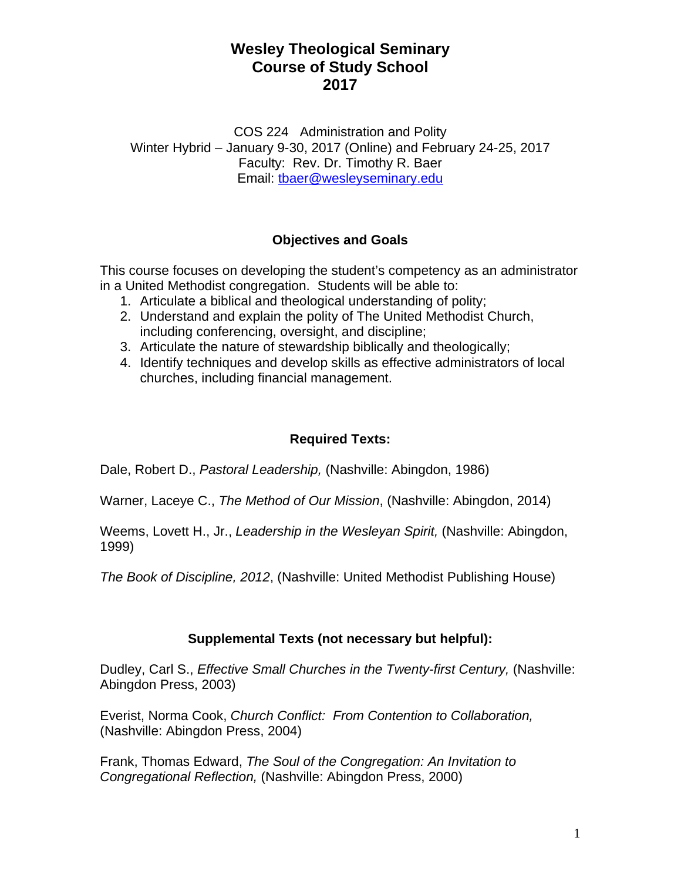# Wesley Theological Seminary
# Course of Study School
# 2017

COS 224 Administration and Polity
Winter Hybrid – January 9-30, 2017 (Online) and February 24-25, 2017
Faculty: Rev. Dr. Timothy R. Baer
Email: [tbaer@wesleyseminary.edu](mailto:tbaer@wesleyseminary.edu)

## Objectives and Goals

This course focuses on developing the student's competency as an administrator in a United Methodist congregation. Students will be able to:

1. Articulate a biblical and theological understanding of polity;
2. Understand and explain the polity of The United Methodist Church, including conferencing, oversight, and discipline;
3. Articulate the nature of stewardship biblically and theologically;
4. Identify techniques and develop skills as effective administrators of local churches, including financial management.

## Required Texts:

Dale, Robert D., *Pastoral Leadership,* (Nashville: Abingdon, 1986)

Warner, Laceye C., *The Method of Our Mission*, (Nashville: Abingdon, 2014)

Weems, Lovett H., Jr., *Leadership in the Wesleyan Spirit,* (Nashville: Abingdon, 1999)

*The Book of Discipline, 2012*, (Nashville: United Methodist Publishing House)

## Supplemental Texts (not necessary but helpful):

Dudley, Carl S., *Effective Small Churches in the Twenty-first Century,* (Nashville: Abingdon Press, 2003)

Everist, Norma Cook, *Church Conflict: From Contention to Collaboration,* (Nashville: Abingdon Press, 2004)

Frank, Thomas Edward, *The Soul of the Congregation: An Invitation to Congregational Reflection,* (Nashville: Abingdon Press, 2000)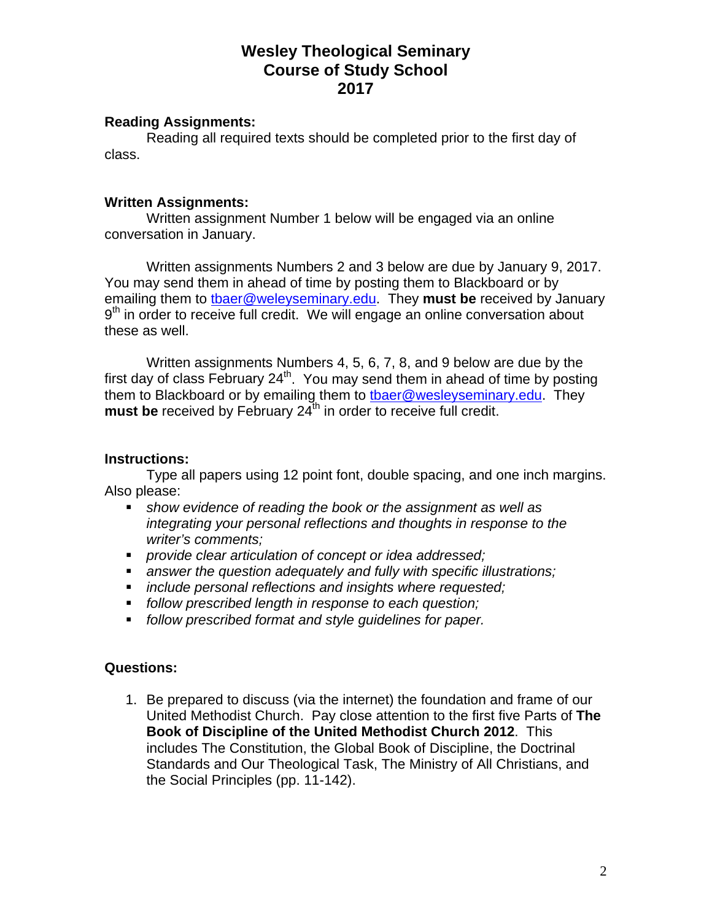# Wesley Theological Seminary
# Course of Study School
# 2017

**Reading Assignments:**

Reading all required texts should be completed prior to the first day of class.

**Written Assignments:**

Written assignment Number 1 below will be engaged via an online conversation in January.

Written assignments Numbers 2 and 3 below are due by January 9, 2017. You may send them in ahead of time by posting them to Blackboard or by emailing them to tbaer@weleyseminary.edu. They **must be** received by January 9th in order to receive full credit. We will engage an online conversation about these as well.

Written assignments Numbers 4, 5, 6, 7, 8, and 9 below are due by the first day of class February 24th. You may send them in ahead of time by posting them to Blackboard or by emailing them to tbaer@wesleyseminary.edu. They **must be** received by February 24th in order to receive full credit.

**Instructions:**

Type all papers using 12 point font, double spacing, and one inch margins. Also please:

- *show evidence of reading the book or the assignment as well as integrating your personal reflections and thoughts in response to the writer's comments;*
- *provide clear articulation of concept or idea addressed;*
- *answer the question adequately and fully with specific illustrations;*
- *include personal reflections and insights where requested;*
- *follow prescribed length in response to each question;*
- *follow prescribed format and style guidelines for paper.*

**Questions:**

1. Be prepared to discuss (via the internet) the foundation and frame of our United Methodist Church. Pay close attention to the first five Parts of **The Book of Discipline of the United Methodist Church 2012**. This includes The Constitution, the Global Book of Discipline, the Doctrinal Standards and Our Theological Task, The Ministry of All Christians, and the Social Principles (pp. 11-142).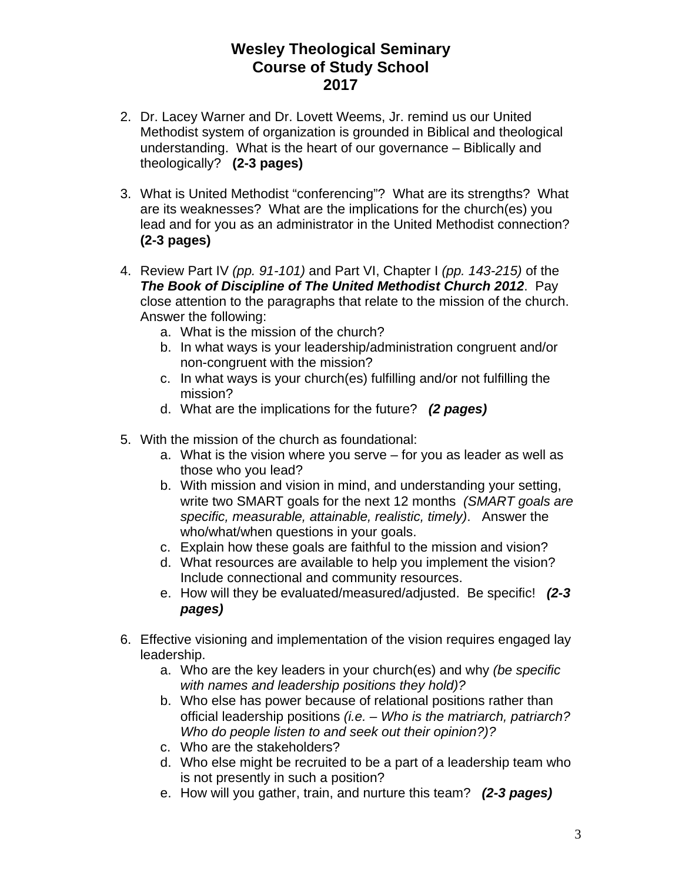# Wesley Theological Seminary
# Course of Study School
# 2017

2. Dr. Lacey Warner and Dr. Lovett Weems, Jr. remind us our United Methodist system of organization is grounded in Biblical and theological understanding. What is the heart of our governance – Biblically and theologically? **(2-3 pages)**

3. What is United Methodist "conferencing"? What are its strengths? What are its weaknesses? What are the implications for the church(es) you lead and for you as an administrator in the United Methodist connection? **(2-3 pages)**

4. Review Part IV *(pp. 91-101)* and Part VI, Chapter I *(pp. 143-215)* of the ***The Book of Discipline of The United Methodist Church 2012***. Pay close attention to the paragraphs that relate to the mission of the church. Answer the following:
   a. What is the mission of the church?
   b. In what ways is your leadership/administration congruent and/or non-congruent with the mission?
   c. In what ways is your church(es) fulfilling and/or not fulfilling the mission?
   d. What are the implications for the future? ***(2 pages)***

5. With the mission of the church as foundational:
   a. What is the vision where you serve – for you as leader as well as those who you lead?
   b. With mission and vision in mind, and understanding your setting, write two SMART goals for the next 12 months *(SMART goals are specific, measurable, attainable, realistic, timely)*. Answer the who/what/when questions in your goals.
   c. Explain how these goals are faithful to the mission and vision?
   d. What resources are available to help you implement the vision? Include connectional and community resources.
   e. How will they be evaluated/measured/adjusted. Be specific! ***(2-3 pages)***

6. Effective visioning and implementation of the vision requires engaged lay leadership.
   a. Who are the key leaders in your church(es) and why *(be specific with names and leadership positions they hold)?*
   b. Who else has power because of relational positions rather than official leadership positions *(i.e. – Who is the matriarch, patriarch? Who do people listen to and seek out their opinion?)?*
   c. Who are the stakeholders?
   d. Who else might be recruited to be a part of a leadership team who is not presently in such a position?
   e. How will you gather, train, and nurture this team? ***(2-3 pages)***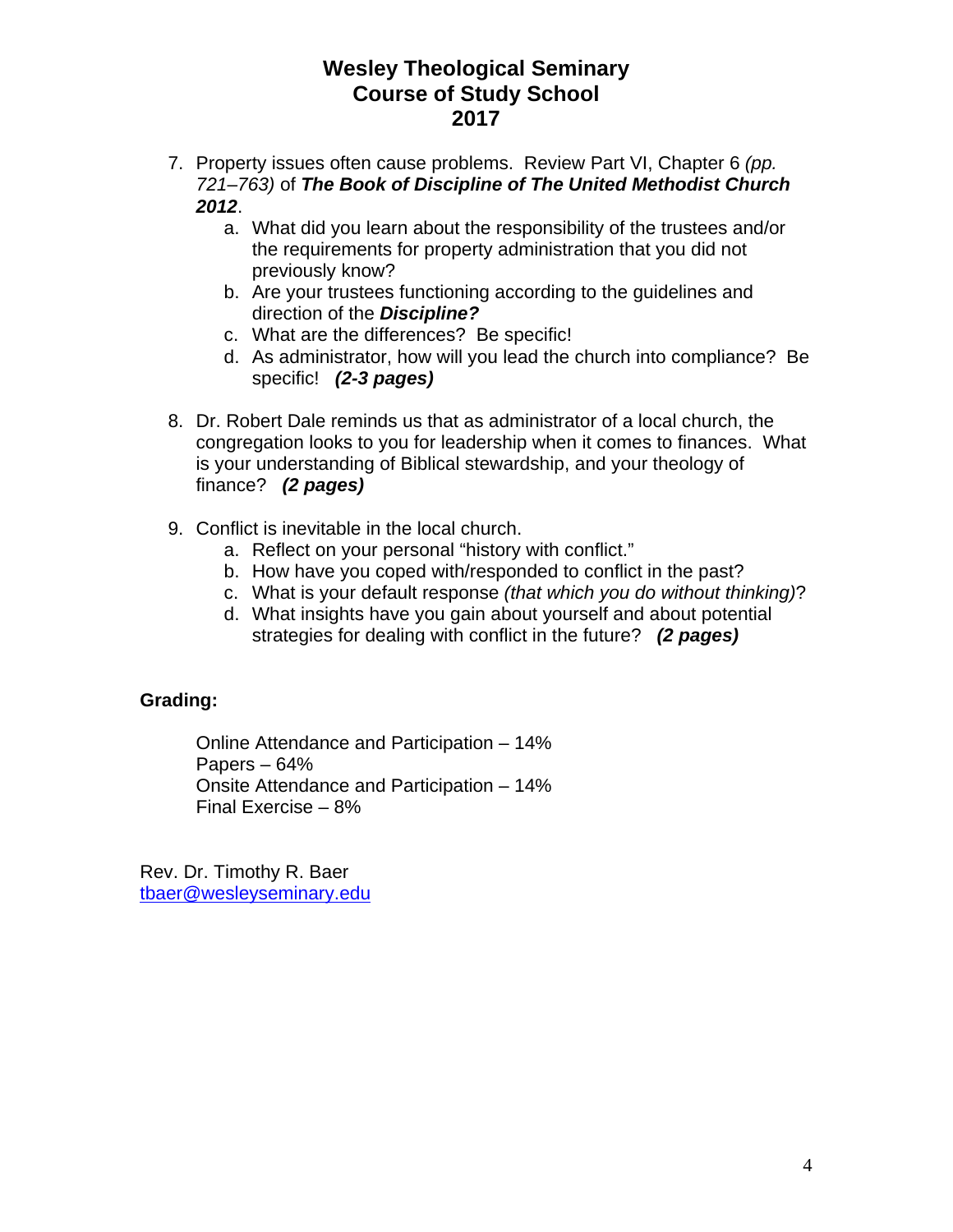**Wesley Theological Seminary**
**Course of Study School**
**2017**

7. Property issues often cause problems. Review Part VI, Chapter 6 *(pp. 721–763)* of ***The Book of Discipline of The United Methodist Church 2012***.
   a. What did you learn about the responsibility of the trustees and/or the requirements for property administration that you did not previously know?
   b. Are your trustees functioning according to the guidelines and direction of the ***Discipline?***
   c. What are the differences? Be specific!
   d. As administrator, how will you lead the church into compliance? Be specific! ***(2-3 pages)***

8. Dr. Robert Dale reminds us that as administrator of a local church, the congregation looks to you for leadership when it comes to finances. What is your understanding of Biblical stewardship, and your theology of finance? ***(2 pages)***

9. Conflict is inevitable in the local church.
   a. Reflect on your personal "history with conflict."
   b. How have you coped with/responded to conflict in the past?
   c. What is your default response *(that which you do without thinking)*?
   d. What insights have you gain about yourself and about potential strategies for dealing with conflict in the future? ***(2 pages)***

**Grading:**

Online Attendance and Participation – 14%
Papers – 64%
Onsite Attendance and Participation – 14%
Final Exercise – 8%

Rev. Dr. Timothy R. Baer
tbaer@wesleyseminary.edu